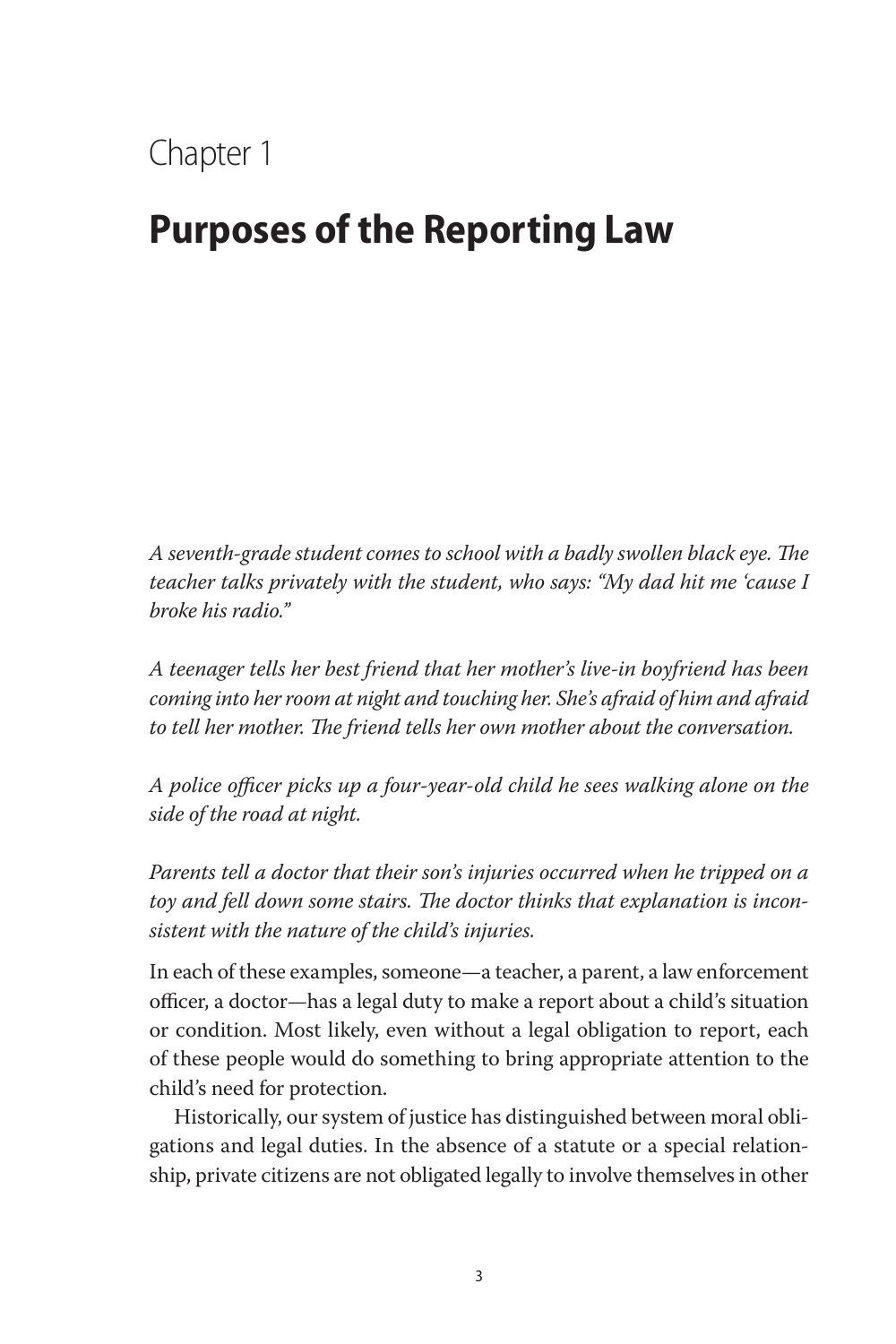Chapter 1

# Purposes of the Reporting Law

*A seventh-grade student comes to school with a badly swollen black eye. The teacher talks privately with the student, who says: "My dad hit me 'cause I broke his radio."*

*A teenager tells her best friend that her mother's live-in boyfriend has been coming into her room at night and touching her. She's afraid of him and afraid to tell her mother. The friend tells her own mother about the conversation.*

*A police officer picks up a four-year-old child he sees walking alone on the side of the road at night.*

*Parents tell a doctor that their son's injuries occurred when he tripped on a toy and fell down some stairs. The doctor thinks that explanation is inconsistent with the nature of the child's injuries.*

In each of these examples, someone—a teacher, a parent, a law enforcement officer, a doctor—has a legal duty to make a report about a child's situation or condition. Most likely, even without a legal obligation to report, each of these people would do something to bring appropriate attention to the child's need for protection.

Historically, our system of justice has distinguished between moral obligations and legal duties. In the absence of a statute or a special relationship, private citizens are not obligated legally to involve themselves in other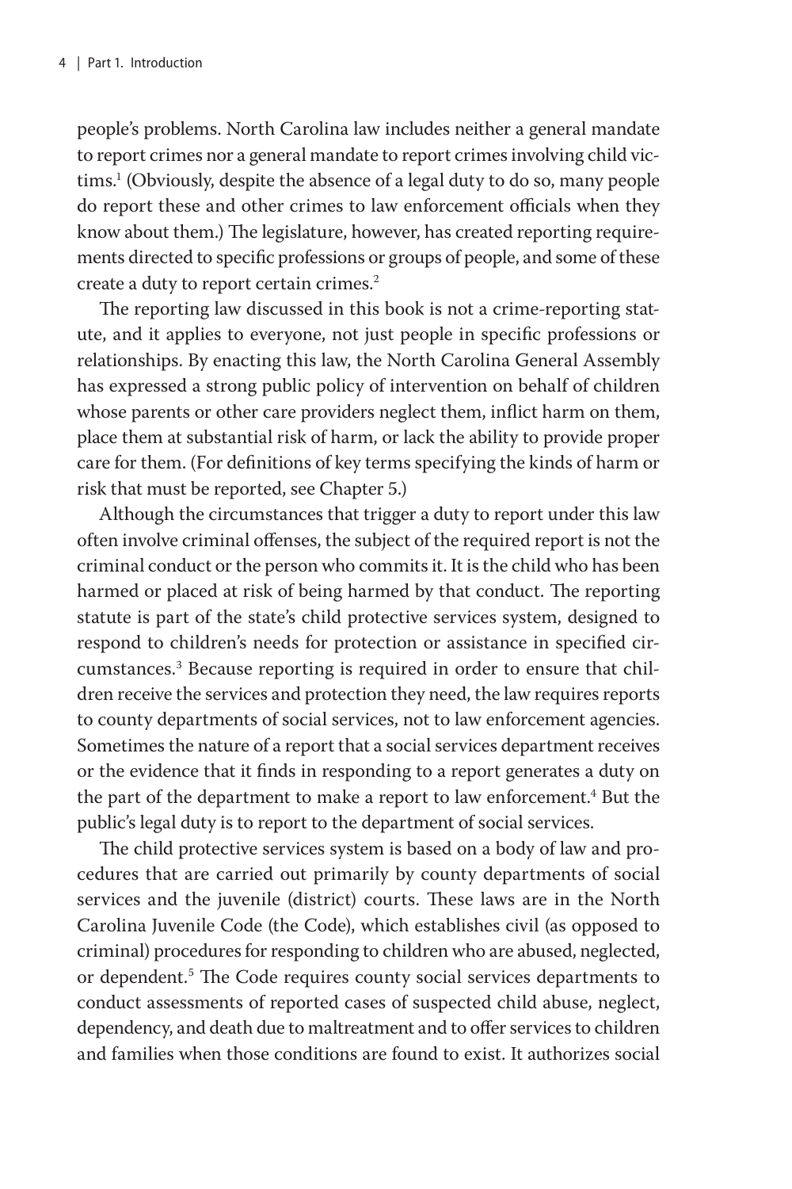people's problems. North Carolina law includes neither a general mandate to report crimes nor a general mandate to report crimes involving child victims.[1] (Obviously, despite the absence of a legal duty to do so, many people do report these and other crimes to law enforcement officials when they know about them.) The legislature, however, has created reporting requirements directed to specific professions or groups of people, and some of these create a duty to report certain crimes.[2]

The reporting law discussed in this book is not a crime-reporting statute, and it applies to everyone, not just people in specific professions or relationships. By enacting this law, the North Carolina General Assembly has expressed a strong public policy of intervention on behalf of children whose parents or other care providers neglect them, inflict harm on them, place them at substantial risk of harm, or lack the ability to provide proper care for them. (For definitions of key terms specifying the kinds of harm or risk that must be reported, see Chapter 5.)

Although the circumstances that trigger a duty to report under this law often involve criminal offenses, the subject of the required report is not the criminal conduct or the person who commits it. It is the child who has been harmed or placed at risk of being harmed by that conduct. The reporting statute is part of the state's child protective services system, designed to respond to children's needs for protection or assistance in specified circumstances.[3] Because reporting is required in order to ensure that children receive the services and protection they need, the law requires reports to county departments of social services, not to law enforcement agencies. Sometimes the nature of a report that a social services department receives or the evidence that it finds in responding to a report generates a duty on the part of the department to make a report to law enforcement.[4] But the public's legal duty is to report to the department of social services.

The child protective services system is based on a body of law and procedures that are carried out primarily by county departments of social services and the juvenile (district) courts. These laws are in the North Carolina Juvenile Code (the Code), which establishes civil (as opposed to criminal) procedures for responding to children who are abused, neglected, or dependent.[5] The Code requires county social services departments to conduct assessments of reported cases of suspected child abuse, neglect, dependency, and death due to maltreatment and to offer services to children and families when those conditions are found to exist. It authorizes social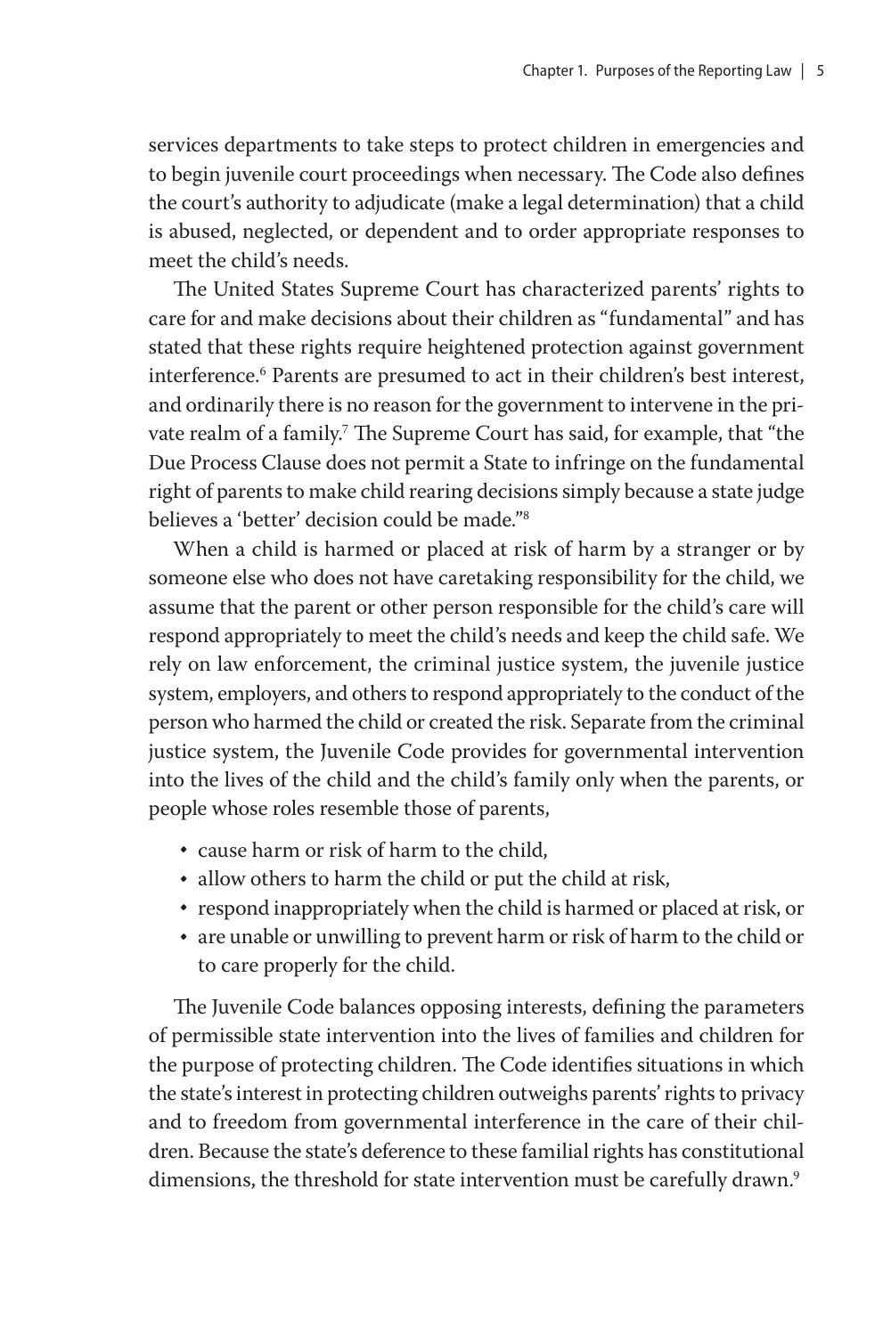services departments to take steps to protect children in emergencies and to begin juvenile court proceedings when necessary. The Code also defines the court's authority to adjudicate (make a legal determination) that a child is abused, neglected, or dependent and to order appropriate responses to meet the child's needs.

The United States Supreme Court has characterized parents' rights to care for and make decisions about their children as "fundamental" and has stated that these rights require heightened protection against government interference.[6] Parents are presumed to act in their children's best interest, and ordinarily there is no reason for the government to intervene in the private realm of a family.[7] The Supreme Court has said, for example, that "the Due Process Clause does not permit a State to infringe on the fundamental right of parents to make child rearing decisions simply because a state judge believes a 'better' decision could be made."[8]

When a child is harmed or placed at risk of harm by a stranger or by someone else who does not have caretaking responsibility for the child, we assume that the parent or other person responsible for the child's care will respond appropriately to meet the child's needs and keep the child safe. We rely on law enforcement, the criminal justice system, the juvenile justice system, employers, and others to respond appropriately to the conduct of the person who harmed the child or created the risk. Separate from the criminal justice system, the Juvenile Code provides for governmental intervention into the lives of the child and the child's family only when the parents, or people whose roles resemble those of parents,

- cause harm or risk of harm to the child,
- allow others to harm the child or put the child at risk,
- respond inappropriately when the child is harmed or placed at risk, or
- are unable or unwilling to prevent harm or risk of harm to the child or to care properly for the child.

The Juvenile Code balances opposing interests, defining the parameters of permissible state intervention into the lives of families and children for the purpose of protecting children. The Code identifies situations in which the state's interest in protecting children outweighs parents' rights to privacy and to freedom from governmental interference in the care of their children. Because the state's deference to these familial rights has constitutional dimensions, the threshold for state intervention must be carefully drawn.[9]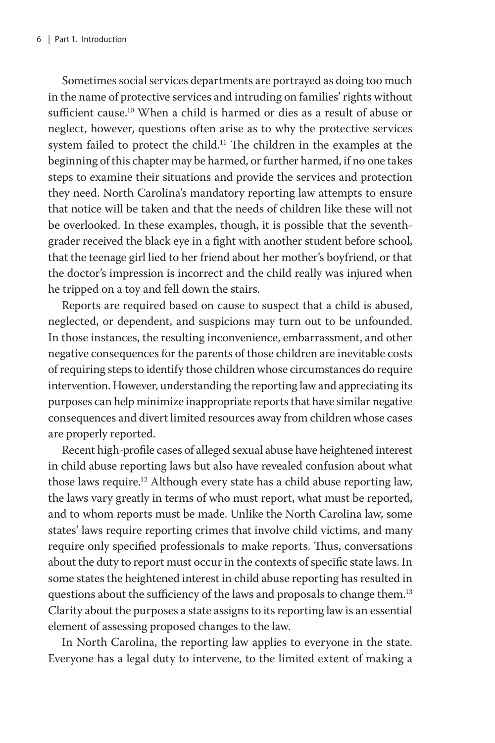Sometimes social services departments are portrayed as doing too much in the name of protective services and intruding on families' rights without sufficient cause.[10] When a child is harmed or dies as a result of abuse or neglect, however, questions often arise as to why the protective services system failed to protect the child.[11] The children in the examples at the beginning of this chapter may be harmed, or further harmed, if no one takes steps to examine their situations and provide the services and protection they need. North Carolina's mandatory reporting law attempts to ensure that notice will be taken and that the needs of children like these will not be overlooked. In these examples, though, it is possible that the seventh-grader received the black eye in a fight with another student before school, that the teenage girl lied to her friend about her mother's boyfriend, or that the doctor's impression is incorrect and the child really was injured when he tripped on a toy and fell down the stairs.

Reports are required based on cause to suspect that a child is abused, neglected, or dependent, and suspicions may turn out to be unfounded. In those instances, the resulting inconvenience, embarrassment, and other negative consequences for the parents of those children are inevitable costs of requiring steps to identify those children whose circumstances do require intervention. However, understanding the reporting law and appreciating its purposes can help minimize inappropriate reports that have similar negative consequences and divert limited resources away from children whose cases are properly reported.

Recent high-profile cases of alleged sexual abuse have heightened interest in child abuse reporting laws but also have revealed confusion about what those laws require.[12] Although every state has a child abuse reporting law, the laws vary greatly in terms of who must report, what must be reported, and to whom reports must be made. Unlike the North Carolina law, some states' laws require reporting crimes that involve child victims, and many require only specified professionals to make reports. Thus, conversations about the duty to report must occur in the contexts of specific state laws. In some states the heightened interest in child abuse reporting has resulted in questions about the sufficiency of the laws and proposals to change them.[13] Clarity about the purposes a state assigns to its reporting law is an essential element of assessing proposed changes to the law.

In North Carolina, the reporting law applies to everyone in the state. Everyone has a legal duty to intervene, to the limited extent of making a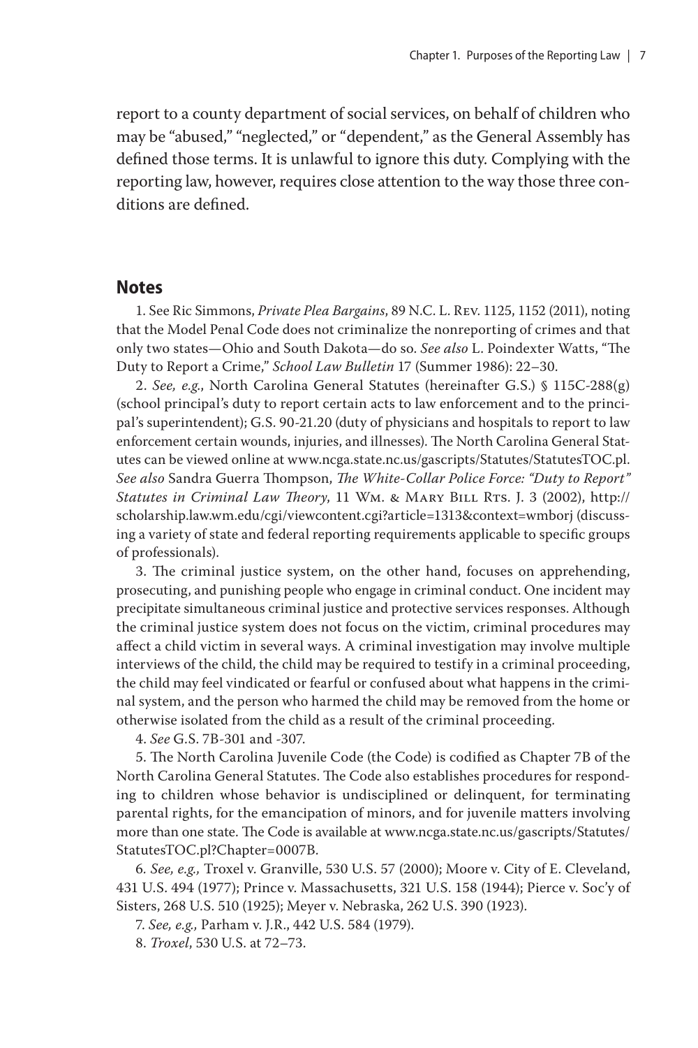report to a county department of social services, on behalf of children who may be "abused," "neglected," or "dependent," as the General Assembly has defined those terms. It is unlawful to ignore this duty. Complying with the reporting law, however, requires close attention to the way those three conditions are defined.

## Notes

1. See Ric Simmons, *Private Plea Bargains*, 89 N.C. L. Rev. 1125, 1152 (2011), noting that the Model Penal Code does not criminalize the nonreporting of crimes and that only two states—Ohio and South Dakota—do so. *See also* L. Poindexter Watts, "The Duty to Report a Crime," *School Law Bulletin* 17 (Summer 1986): 22–30.

2. *See, e.g.*, North Carolina General Statutes (hereinafter G.S.) § 115C-288(g) (school principal's duty to report certain acts to law enforcement and to the principal's superintendent); G.S. 90-21.20 (duty of physicians and hospitals to report to law enforcement certain wounds, injuries, and illnesses). The North Carolina General Statutes can be viewed online at www.ncga.state.nc.us/gascripts/Statutes/StatutesTOC.pl. *See also* Sandra Guerra Thompson, *The White-Collar Police Force: "Duty to Report" Statutes in Criminal Law Theory*, 11 Wm. & Mary Bill Rts. J. 3 (2002), http://scholarship.law.wm.edu/cgi/viewcontent.cgi?article=1313&context=wmborj (discussing a variety of state and federal reporting requirements applicable to specific groups of professionals).

3. The criminal justice system, on the other hand, focuses on apprehending, prosecuting, and punishing people who engage in criminal conduct. One incident may precipitate simultaneous criminal justice and protective services responses. Although the criminal justice system does not focus on the victim, criminal procedures may affect a child victim in several ways. A criminal investigation may involve multiple interviews of the child, the child may be required to testify in a criminal proceeding, the child may feel vindicated or fearful or confused about what happens in the criminal system, and the person who harmed the child may be removed from the home or otherwise isolated from the child as a result of the criminal proceeding.

4. *See* G.S. 7B-301 and -307.

5. The North Carolina Juvenile Code (the Code) is codified as Chapter 7B of the North Carolina General Statutes. The Code also establishes procedures for responding to children whose behavior is undisciplined or delinquent, for terminating parental rights, for the emancipation of minors, and for juvenile matters involving more than one state. The Code is available at www.ncga.state.nc.us/gascripts/Statutes/StatutesTOC.pl?Chapter=0007B.

6. *See, e.g.,* Troxel v. Granville, 530 U.S. 57 (2000); Moore v. City of E. Cleveland, 431 U.S. 494 (1977); Prince v. Massachusetts, 321 U.S. 158 (1944); Pierce v. Soc'y of Sisters, 268 U.S. 510 (1925); Meyer v. Nebraska, 262 U.S. 390 (1923).

7. *See, e.g.,* Parham v. J.R., 442 U.S. 584 (1979).

8. *Troxel*, 530 U.S. at 72–73.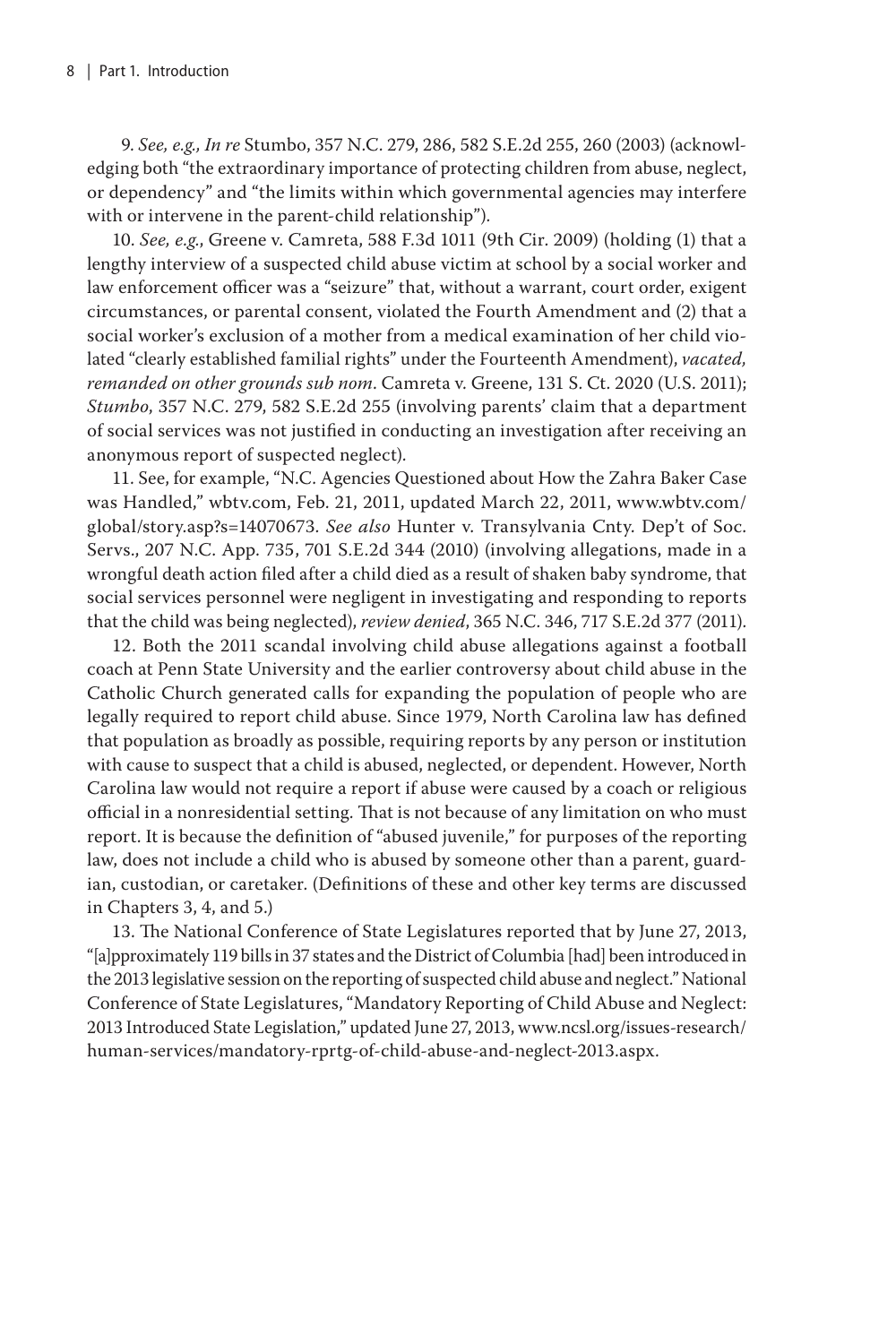9. *See, e.g., In re* Stumbo, 357 N.C. 279, 286, 582 S.E.2d 255, 260 (2003) (acknowledging both "the extraordinary importance of protecting children from abuse, neglect, or dependency" and "the limits within which governmental agencies may interfere with or intervene in the parent-child relationship").

10. *See, e.g.*, Greene v. Camreta, 588 F.3d 1011 (9th Cir. 2009) (holding (1) that a lengthy interview of a suspected child abuse victim at school by a social worker and law enforcement officer was a "seizure" that, without a warrant, court order, exigent circumstances, or parental consent, violated the Fourth Amendment and (2) that a social worker's exclusion of a mother from a medical examination of her child violated "clearly established familial rights" under the Fourteenth Amendment), *vacated, remanded on other grounds sub nom*. Camreta v. Greene, 131 S. Ct. 2020 (U.S. 2011); *Stumbo*, 357 N.C. 279, 582 S.E.2d 255 (involving parents' claim that a department of social services was not justified in conducting an investigation after receiving an anonymous report of suspected neglect).

11. See, for example, "N.C. Agencies Questioned about How the Zahra Baker Case was Handled," wbtv.com, Feb. 21, 2011, updated March 22, 2011, www.wbtv.com/global/story.asp?s=14070673. *See also* Hunter v. Transylvania Cnty. Dep't of Soc. Servs., 207 N.C. App. 735, 701 S.E.2d 344 (2010) (involving allegations, made in a wrongful death action filed after a child died as a result of shaken baby syndrome, that social services personnel were negligent in investigating and responding to reports that the child was being neglected), *review denied*, 365 N.C. 346, 717 S.E.2d 377 (2011).

12. Both the 2011 scandal involving child abuse allegations against a football coach at Penn State University and the earlier controversy about child abuse in the Catholic Church generated calls for expanding the population of people who are legally required to report child abuse. Since 1979, North Carolina law has defined that population as broadly as possible, requiring reports by any person or institution with cause to suspect that a child is abused, neglected, or dependent. However, North Carolina law would not require a report if abuse were caused by a coach or religious official in a nonresidential setting. That is not because of any limitation on who must report. It is because the definition of "abused juvenile," for purposes of the reporting law, does not include a child who is abused by someone other than a parent, guardian, custodian, or caretaker. (Definitions of these and other key terms are discussed in Chapters 3, 4, and 5.)

13. The National Conference of State Legislatures reported that by June 27, 2013, "[a]pproximately 119 bills in 37 states and the District of Columbia [had] been introduced in the 2013 legislative session on the reporting of suspected child abuse and neglect." National Conference of State Legislatures, "Mandatory Reporting of Child Abuse and Neglect: 2013 Introduced State Legislation," updated June 27, 2013, www.ncsl.org/issues-research/human-services/mandatory-rprtg-of-child-abuse-and-neglect-2013.aspx.